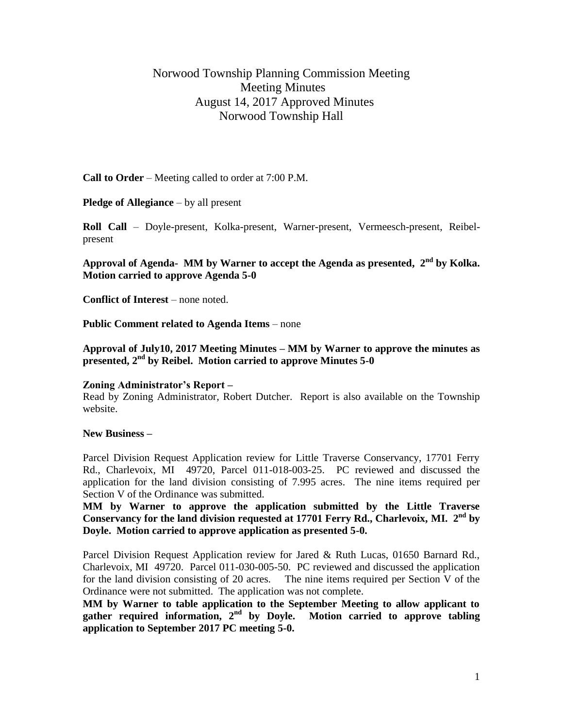# Norwood Township Planning Commission Meeting
## Meeting Minutes
## August 14, 2017 Approved Minutes
## Norwood Township Hall

**Call to Order** – Meeting called to order at 7:00 P.M.

**Pledge of Allegiance** – by all present

**Roll Call** – Doyle-present, Kolka-present, Warner-present, Vermeesch-present, Reibel-present

**Approval of Agenda- MM by Warner to accept the Agenda as presented, 2nd by Kolka. Motion carried to approve Agenda 5-0**

**Conflict of Interest** – none noted.

**Public Comment related to Agenda Items** – none

**Approval of July10, 2017 Meeting Minutes – MM by Warner to approve the minutes as presented, 2nd by Reibel. Motion carried to approve Minutes 5-0**

**Zoning Administrator's Report –**

Read by Zoning Administrator, Robert Dutcher. Report is also available on the Township website.

**New Business –**

Parcel Division Request Application review for Little Traverse Conservancy, 17701 Ferry Rd., Charlevoix, MI 49720, Parcel 011-018-003-25. PC reviewed and discussed the application for the land division consisting of 7.995 acres. The nine items required per Section V of the Ordinance was submitted.

**MM by Warner to approve the application submitted by the Little Traverse Conservancy for the land division requested at 17701 Ferry Rd., Charlevoix, MI. 2nd by Doyle. Motion carried to approve application as presented 5-0.**

Parcel Division Request Application review for Jared & Ruth Lucas, 01650 Barnard Rd., Charlevoix, MI 49720. Parcel 011-030-005-50. PC reviewed and discussed the application for the land division consisting of 20 acres. The nine items required per Section V of the Ordinance were not submitted. The application was not complete.

**MM by Warner to table application to the September Meeting to allow applicant to gather required information, 2nd by Doyle. Motion carried to approve tabling application to September 2017 PC meeting 5-0.**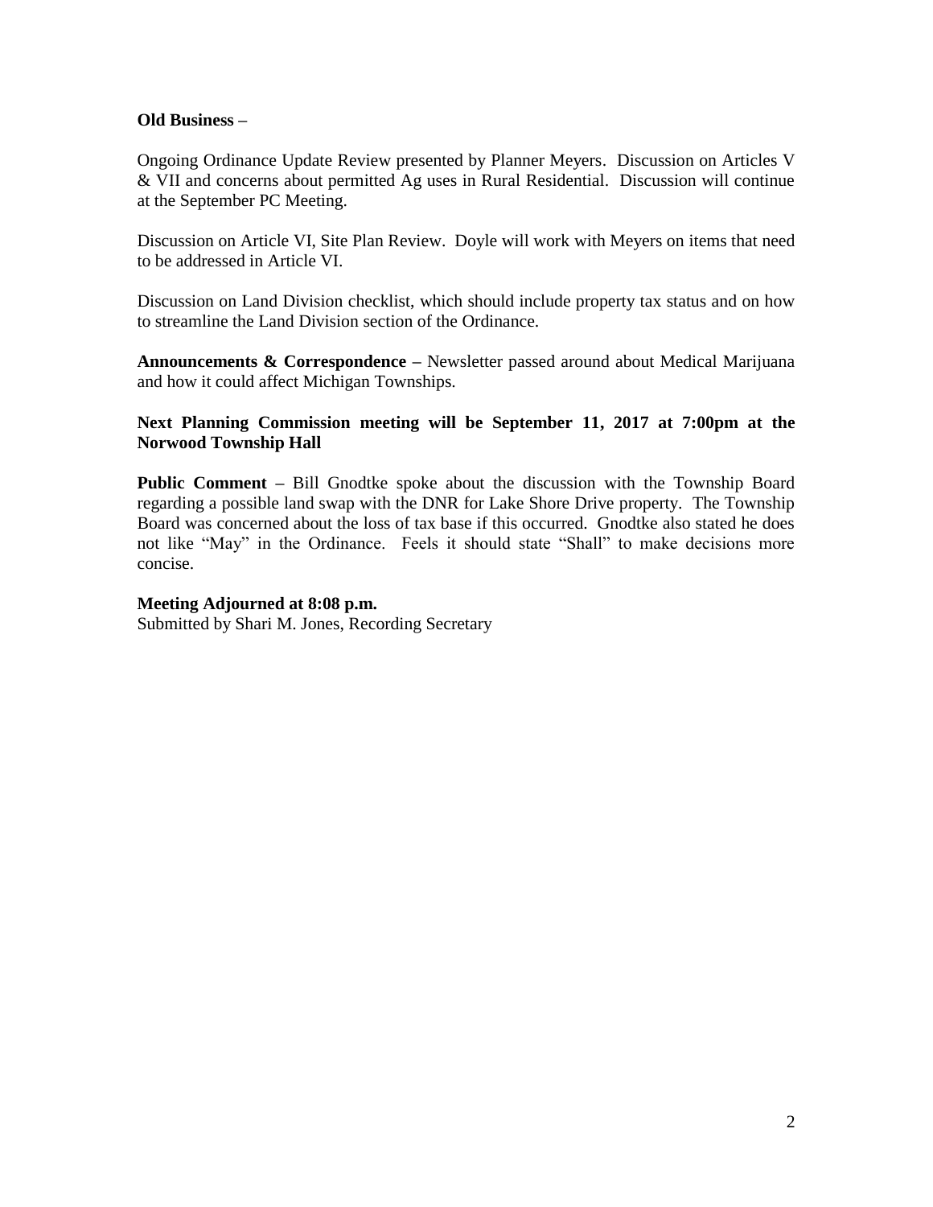**Old Business –**

Ongoing Ordinance Update Review presented by Planner Meyers. Discussion on Articles V & VII and concerns about permitted Ag uses in Rural Residential. Discussion will continue at the September PC Meeting.

Discussion on Article VI, Site Plan Review. Doyle will work with Meyers on items that need to be addressed in Article VI.

Discussion on Land Division checklist, which should include property tax status and on how to streamline the Land Division section of the Ordinance.

**Announcements & Correspondence –** Newsletter passed around about Medical Marijuana and how it could affect Michigan Townships.

**Next Planning Commission meeting will be September 11, 2017 at 7:00pm at the Norwood Township Hall**

**Public Comment –** Bill Gnodtke spoke about the discussion with the Township Board regarding a possible land swap with the DNR for Lake Shore Drive property. The Township Board was concerned about the loss of tax base if this occurred. Gnodtke also stated he does not like "May" in the Ordinance. Feels it should state "Shall" to make decisions more concise.

**Meeting Adjourned at 8:08 p.m.**
Submitted by Shari M. Jones, Recording Secretary